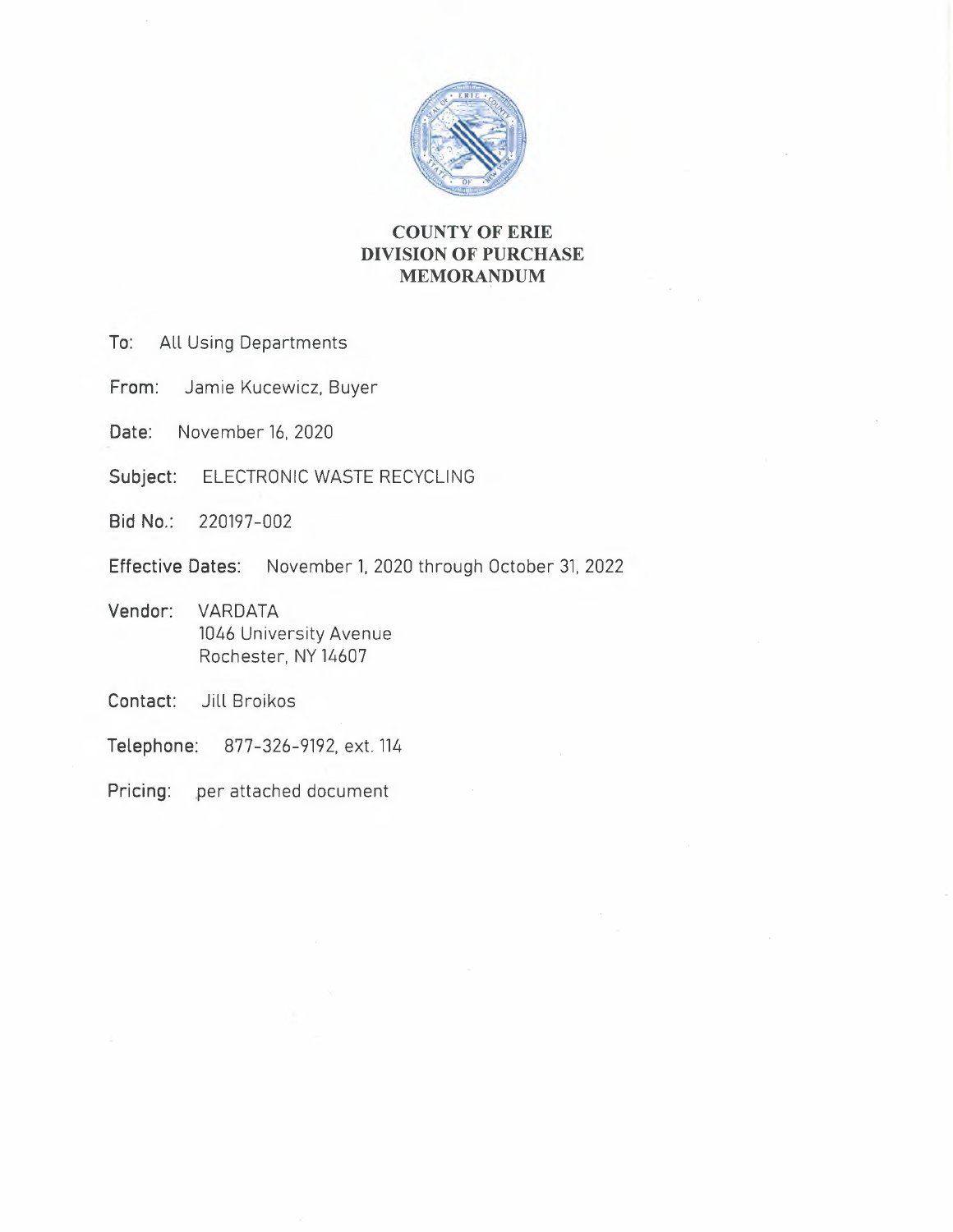# COUNTY OF ERIE
# DIVISION OF PURCHASE
# MEMORANDUM

**To:** All Using Departments

**From:** Jamie Kucewicz, Buyer

**Date:** November 16, 2020

**Subject:** ELECTRONIC WASTE RECYCLING

**Bid No.:** 220197-002

**Effective Dates:** November 1, 2020 through October 31, 2022

**Vendor:** VARDATA
1046 University Avenue
Rochester, NY 14607

**Contact:** Jill Broikos

**Telephone:** 877-326-9192, ext. 114

**Pricing:** per attached document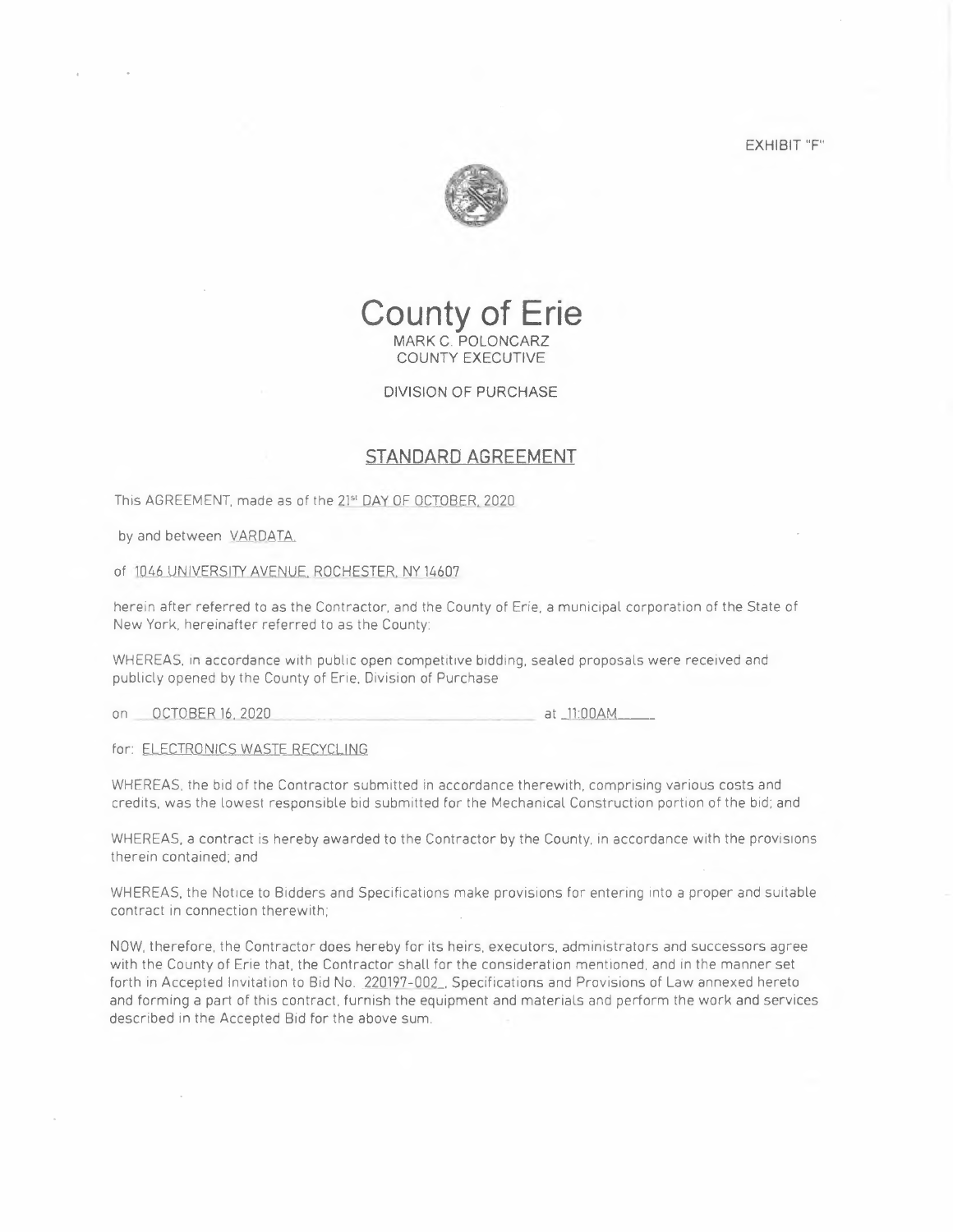EXHIBIT "F"

# County of Erie

MARK C. POLONCARZ
COUNTY EXECUTIVE

DIVISION OF PURCHASE

## STANDARD AGREEMENT

This AGREEMENT, made as of the 21st DAY OF OCTOBER, 2020

by and between VARDATA.

of 1046 UNIVERSITY AVENUE, ROCHESTER, NY 14607

herein after referred to as the Contractor, and the County of Erie, a municipal corporation of the State of New York, hereinafter referred to as the County:

WHEREAS, in accordance with public open competitive bidding, sealed proposals were received and publicly opened by the County of Erie, Division of Purchase

on OCTOBER 16, 2020 at 11:00AM

for: ELECTRONICS WASTE RECYCLING

WHEREAS, the bid of the Contractor submitted in accordance therewith, comprising various costs and credits, was the lowest responsible bid submitted for the Mechanical Construction portion of the bid; and

WHEREAS, a contract is hereby awarded to the Contractor by the County, in accordance with the provisions therein contained; and

WHEREAS, the Notice to Bidders and Specifications make provisions for entering into a proper and suitable contract in connection therewith;

NOW, therefore, the Contractor does hereby for its heirs, executors, administrators and successors agree with the County of Erie that, the Contractor shall for the consideration mentioned, and in the manner set forth in Accepted Invitation to Bid No. 220197-002, Specifications and Provisions of Law annexed hereto and forming a part of this contract, furnish the equipment and materials and perform the work and services described in the Accepted Bid for the above sum.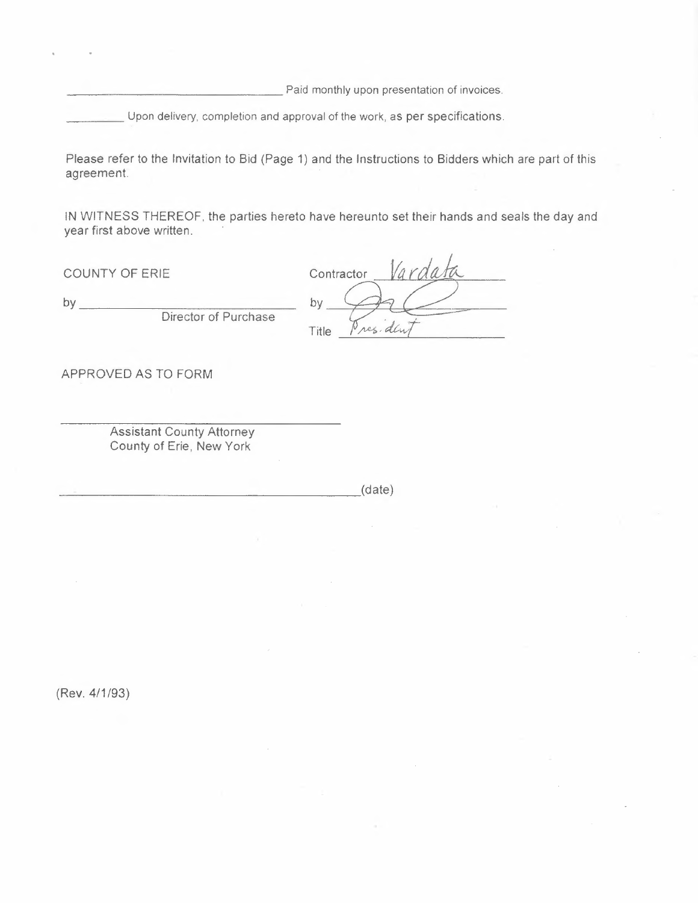\_\_\_\_\_\_\_\_\_\_\_\_\_\_\_\_\_\_\_\_\_\_\_\_\_\_\_\_\_\_ Paid monthly upon presentation of invoices.

\_\_\_\_\_\_\_\_\_ Upon delivery, completion and approval of the work, as per specifications.

Please refer to the Invitation to Bid (Page 1) and the Instructions to Bidders which are part of this agreement.

IN WITNESS THEREOF, the parties hereto have hereunto set their hands and seals the day and year first above written.

| COUNTY OF ERIE | Contractor Vardata |
|---|---|
| by \_\_\_\_\_\_\_\_\_\_\_\_\_\_\_\_\_\_\_\_ Director of Purchase | by [signature] |
| | Title President |

APPROVED AS TO FORM

\_\_\_\_\_\_\_\_\_\_\_\_\_\_\_\_\_\_\_\_\_\_\_\_\_\_\_\_\_\_
Assistant County Attorney
County of Erie, New York

\_\_\_\_\_\_\_\_\_\_\_\_\_\_\_\_\_\_\_\_\_\_\_\_\_\_\_\_\_\_(date)

(Rev. 4/1/93)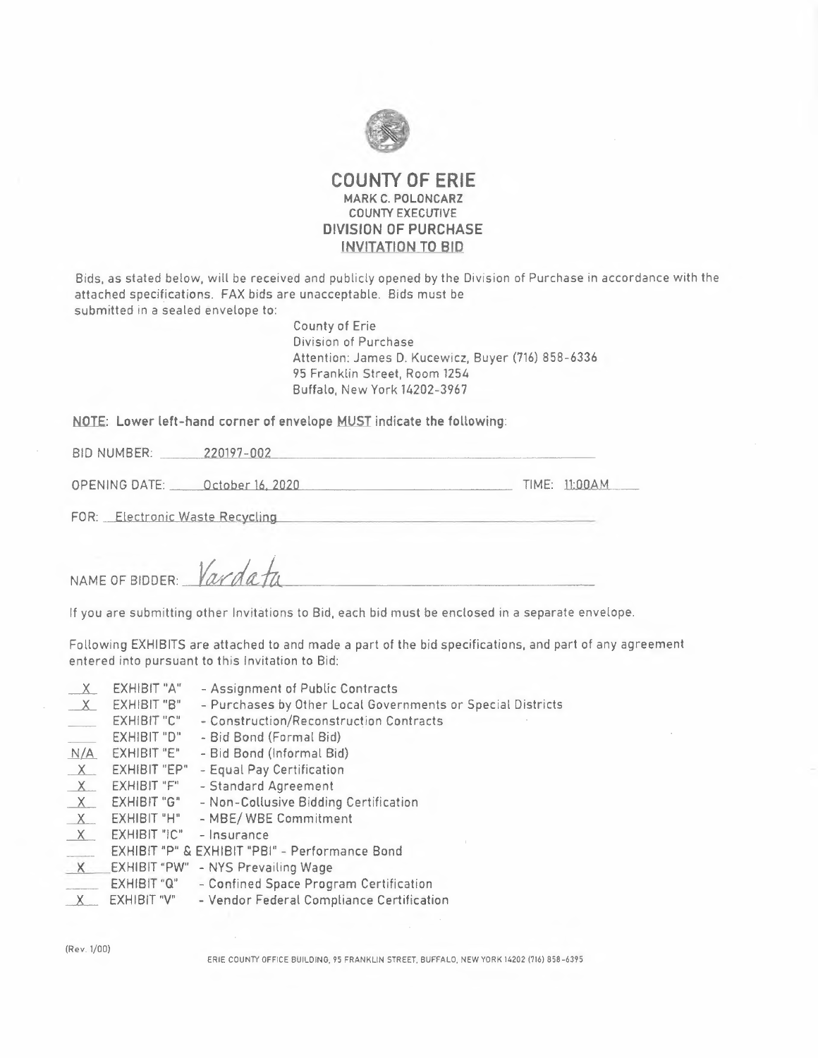# COUNTY OF ERIE

**MARK C. POLONCARZ**
**COUNTY EXECUTIVE**

## DIVISION OF PURCHASE

### INVITATION TO BID

Bids, as stated below, will be received and publicly opened by the Division of Purchase in accordance with the attached specifications. FAX bids are unacceptable. Bids must be submitted in a sealed envelope to:

County of Erie
Division of Purchase
Attention: James D. Kucewicz, Buyer (716) 858-6336
95 Franklin Street, Room 1254
Buffalo, New York 14202-3967

**NOTE: Lower left-hand corner of envelope MUST indicate the following:**

BID NUMBER: 220197-002

OPENING DATE: October 16, 2020 TIME: 11:00AM

FOR: Electronic Waste Recycling

NAME OF BIDDER: Vardata

If you are submitting other Invitations to Bid, each bid must be enclosed in a separate envelope.

Following EXHIBITS are attached to and made a part of the bid specifications, and part of any agreement entered into pursuant to this Invitation to Bid:

| | | |
|---|---|---|
| X | EXHIBIT "A" | - Assignment of Public Contracts |
| X | EXHIBIT "B" | - Purchases by Other Local Governments or Special Districts |
| | EXHIBIT "C" | - Construction/Reconstruction Contracts |
| | EXHIBIT "D" | - Bid Bond (Formal Bid) |
| N/A | EXHIBIT "E" | - Bid Bond (Informal Bid) |
| X | EXHIBIT "EP" | - Equal Pay Certification |
| X | EXHIBIT "F" | - Standard Agreement |
| X | EXHIBIT "G" | - Non-Collusive Bidding Certification |
| X | EXHIBIT "H" | - MBE/ WBE Commitment |
| X | EXHIBIT "IC" | - Insurance |
| | EXHIBIT "P" & EXHIBIT "PBI" | - Performance Bond |
| X | EXHIBIT "PW" | - NYS Prevailing Wage |
| | EXHIBIT "Q" | - Confined Space Program Certification |
| X | EXHIBIT "V" | - Vendor Federal Compliance Certification |

(Rev. 1/00)

ERIE COUNTY OFFICE BUILDING, 95 FRANKLIN STREET, BUFFALO, NEW YORK 14202 (716) 858-6395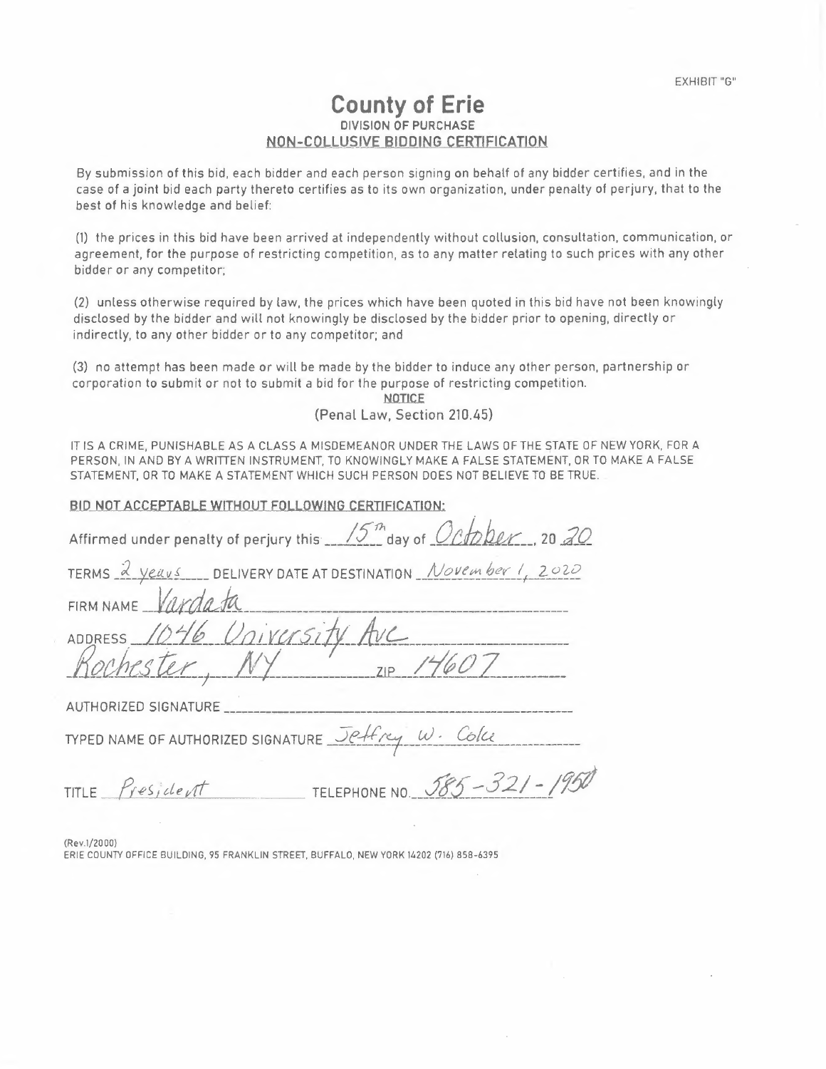EXHIBIT "G"

# County of Erie

## DIVISION OF PURCHASE

## NON-COLLUSIVE BIDDING CERTIFICATION

By submission of this bid, each bidder and each person signing on behalf of any bidder certifies, and in the case of a joint bid each party thereto certifies as to its own organization, under penalty of perjury, that to the best of his knowledge and belief:

(1) the prices in this bid have been arrived at independently without collusion, consultation, communication, or agreement, for the purpose of restricting competition, as to any matter relating to such prices with any other bidder or any competitor;

(2) unless otherwise required by law, the prices which have been quoted in this bid have not been knowingly disclosed by the bidder and will not knowingly be disclosed by the bidder prior to opening, directly or indirectly, to any other bidder or to any competitor; and

(3) no attempt has been made or will be made by the bidder to induce any other person, partnership or corporation to submit or not to submit a bid for the purpose of restricting competition.

**NOTICE**

(Penal Law, Section 210.45)

IT IS A CRIME, PUNISHABLE AS A CLASS A MISDEMEANOR UNDER THE LAWS OF THE STATE OF NEW YORK, FOR A PERSON, IN AND BY A WRITTEN INSTRUMENT, TO KNOWINGLY MAKE A FALSE STATEMENT, OR TO MAKE A FALSE STATEMENT, OR TO MAKE A STATEMENT WHICH SUCH PERSON DOES NOT BELIEVE TO BE TRUE.

**BID NOT ACCEPTABLE WITHOUT FOLLOWING CERTIFICATION:**

Affirmed under penalty of perjury this 15th day of October, 20 20

TERMS 2 years DELIVERY DATE AT DESTINATION November 1, 2020

FIRM NAME Vardata

ADDRESS 1046 University Ave

Rochester, NY ZIP 14607

AUTHORIZED SIGNATURE

TYPED NAME OF AUTHORIZED SIGNATURE Jeffrey W. Cole

TITLE President TELEPHONE NO. 585-321-1950

(Rev.1/2000)

ERIE COUNTY OFFICE BUILDING, 95 FRANKLIN STREET, BUFFALO, NEW YORK 14202 (716) 858-6395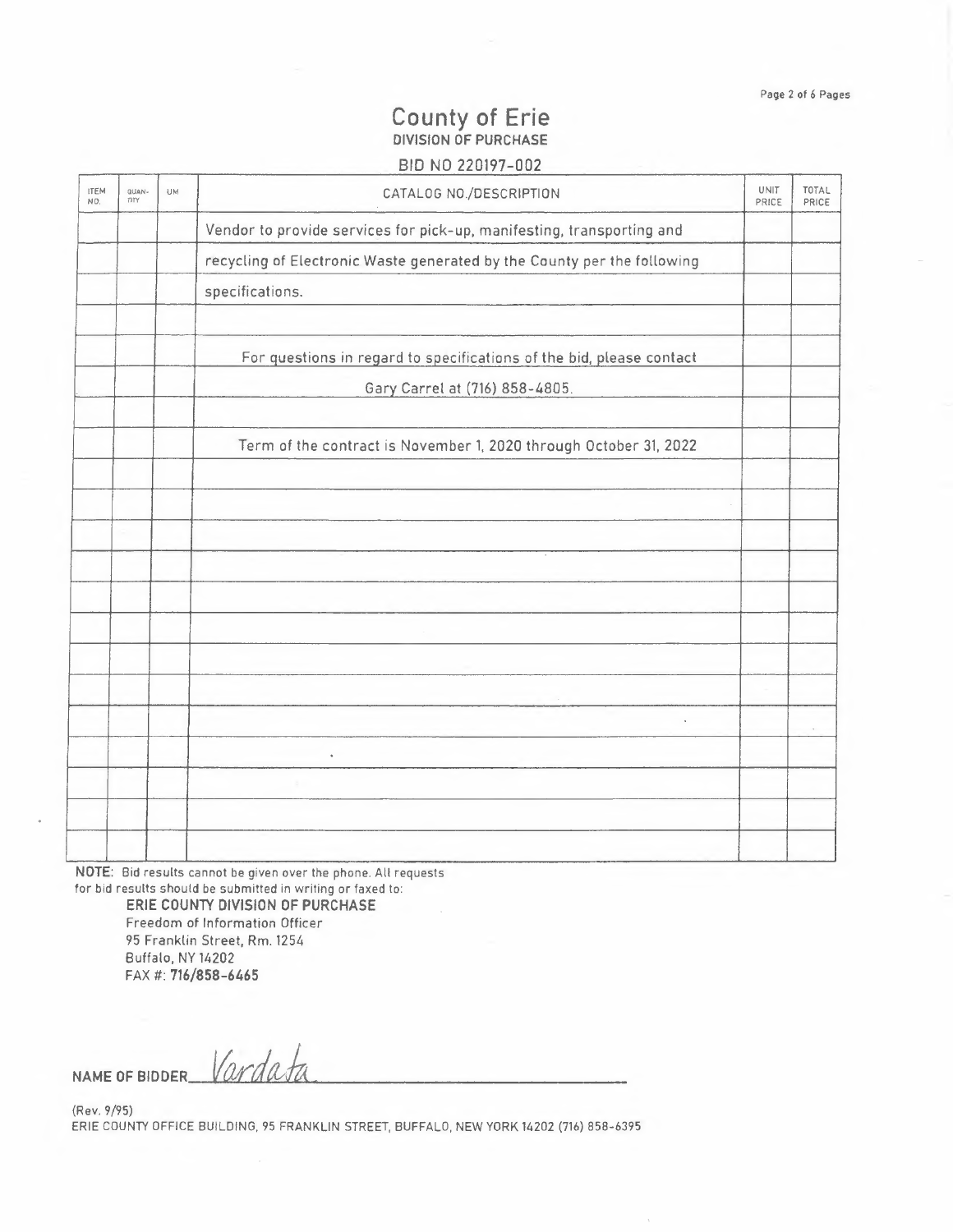# County of Erie

## DIVISION OF PURCHASE

BID NO 220197-002

| ITEM NO. | QUAN-TITY | UM | CATALOG NO./DESCRIPTION | UNIT PRICE | TOTAL PRICE |
|---|---|---|---|---|---|
| | | | Vendor to provide services for pick-up, manifesting, transporting and | | |
| | | | recycling of Electronic Waste generated by the County per the following | | |
| | | | specifications. | | |
| | | | | | |
| | | | For questions in regard to specifications of the bid, please contact | | |
| | | | Gary Carrel at (716) 858-4805. | | |
| | | | | | |
| | | | Term of the contract is November 1, 2020 through October 31, 2022 | | |

**NOTE:** Bid results cannot be given over the phone. All requests for bid results should be submitted in writing or faxed to:

**ERIE COUNTY DIVISION OF PURCHASE**
Freedom of Information Officer
95 Franklin Street, Rm. 1254
Buffalo, NY 14202
FAX #: **716/858-6465**

**NAME OF BIDDER** Vardata

(Rev. 9/95)
ERIE COUNTY OFFICE BUILDING, 95 FRANKLIN STREET, BUFFALO, NEW YORK 14202 (716) 858-6395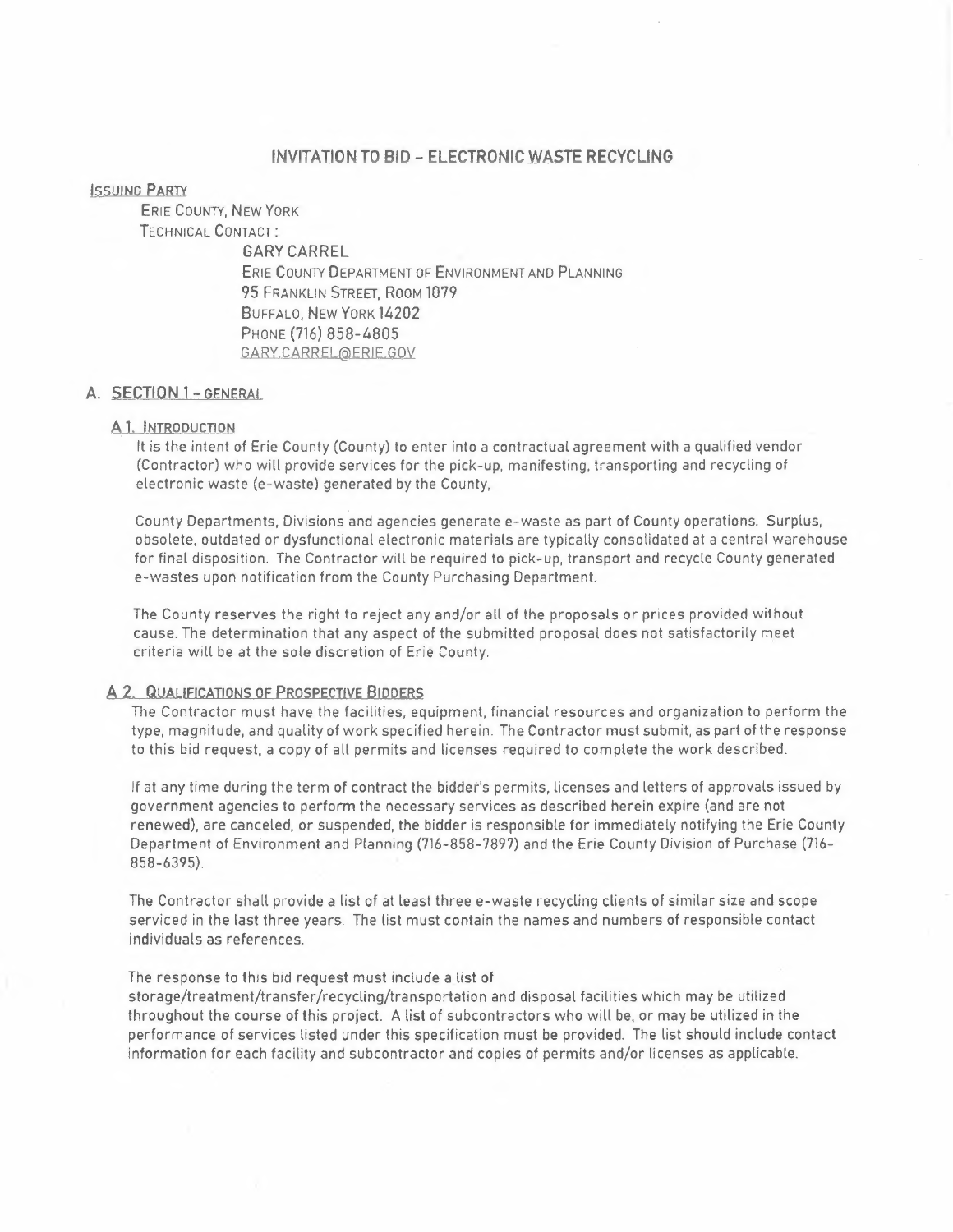## INVITATION TO BID – ELECTRONIC WASTE RECYCLING

**ISSUING PARTY**

ERIE COUNTY, NEW YORK

TECHNICAL CONTACT:

GARY CARREL
ERIE COUNTY DEPARTMENT OF ENVIRONMENT AND PLANNING
95 FRANKLIN STREET, ROOM 1079
BUFFALO, NEW YORK 14202
PHONE (716) 858-4805
GARY.CARREL@ERIE.GOV

## A. SECTION 1 – GENERAL

### A 1. INTRODUCTION

It is the intent of Erie County (County) to enter into a contractual agreement with a qualified vendor (Contractor) who will provide services for the pick-up, manifesting, transporting and recycling of electronic waste (e-waste) generated by the County,

County Departments, Divisions and agencies generate e-waste as part of County operations. Surplus, obsolete, outdated or dysfunctional electronic materials are typically consolidated at a central warehouse for final disposition. The Contractor will be required to pick-up, transport and recycle County generated e-wastes upon notification from the County Purchasing Department.

The County reserves the right to reject any and/or all of the proposals or prices provided without cause. The determination that any aspect of the submitted proposal does not satisfactorily meet criteria will be at the sole discretion of Erie County.

### A 2. QUALIFICATIONS OF PROSPECTIVE BIDDERS

The Contractor must have the facilities, equipment, financial resources and organization to perform the type, magnitude, and quality of work specified herein. The Contractor must submit, as part of the response to this bid request, a copy of all permits and licenses required to complete the work described.

If at any time during the term of contract the bidder's permits, licenses and letters of approvals issued by government agencies to perform the necessary services as described herein expire (and are not renewed), are canceled, or suspended, the bidder is responsible for immediately notifying the Erie County Department of Environment and Planning (716-858-7897) and the Erie County Division of Purchase (716-858-6395).

The Contractor shall provide a list of at least three e-waste recycling clients of similar size and scope serviced in the last three years. The list must contain the names and numbers of responsible contact individuals as references.

The response to this bid request must include a list of storage/treatment/transfer/recycling/transportation and disposal facilities which may be utilized throughout the course of this project. A list of subcontractors who will be, or may be utilized in the performance of services listed under this specification must be provided. The list should include contact information for each facility and subcontractor and copies of permits and/or licenses as applicable.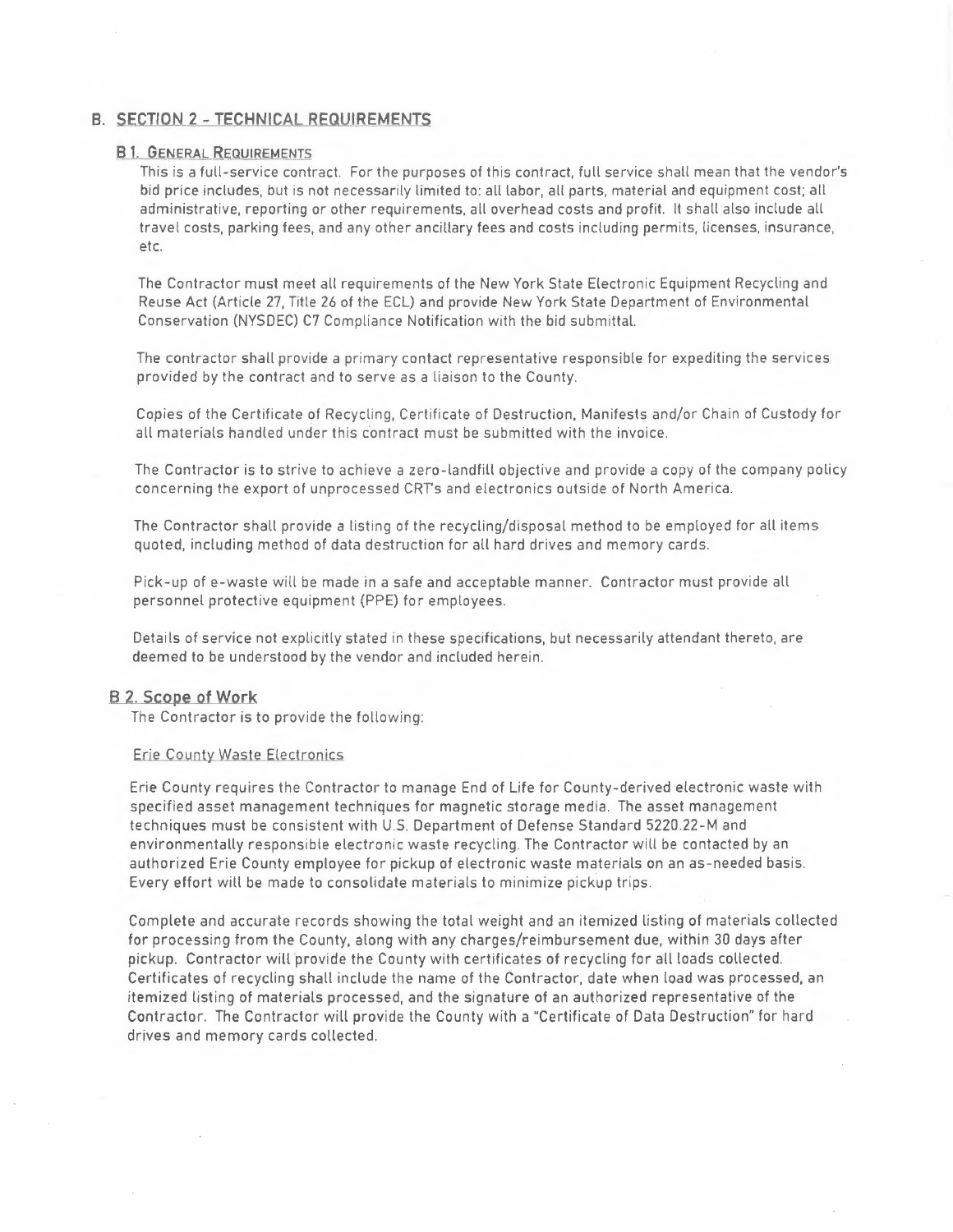## B. SECTION 2 - TECHNICAL REQUIREMENTS

### B 1. GENERAL REQUIREMENTS

This is a full-service contract. For the purposes of this contract, full service shall mean that the vendor's bid price includes, but is not necessarily limited to: all labor, all parts, material and equipment cost; all administrative, reporting or other requirements, all overhead costs and profit. It shall also include all travel costs, parking fees, and any other ancillary fees and costs including permits, licenses, insurance, etc.

The Contractor must meet all requirements of the New York State Electronic Equipment Recycling and Reuse Act (Article 27, Title 26 of the ECL) and provide New York State Department of Environmental Conservation (NYSDEC) C7 Compliance Notification with the bid submittal.

The contractor shall provide a primary contact representative responsible for expediting the services provided by the contract and to serve as a liaison to the County.

Copies of the Certificate of Recycling, Certificate of Destruction, Manifests and/or Chain of Custody for all materials handled under this contract must be submitted with the invoice.

The Contractor is to strive to achieve a zero-landfill objective and provide a copy of the company policy concerning the export of unprocessed CRT's and electronics outside of North America.

The Contractor shall provide a listing of the recycling/disposal method to be employed for all items quoted, including method of data destruction for all hard drives and memory cards.

Pick-up of e-waste will be made in a safe and acceptable manner. Contractor must provide all personnel protective equipment (PPE) for employees.

Details of service not explicitly stated in these specifications, but necessarily attendant thereto, are deemed to be understood by the vendor and included herein.

### B 2. Scope of Work

The Contractor is to provide the following:

Erie County Waste Electronics

Erie County requires the Contractor to manage End of Life for County-derived electronic waste with specified asset management techniques for magnetic storage media. The asset management techniques must be consistent with U.S. Department of Defense Standard 5220.22-M and environmentally responsible electronic waste recycling. The Contractor will be contacted by an authorized Erie County employee for pickup of electronic waste materials on an as-needed basis. Every effort will be made to consolidate materials to minimize pickup trips.

Complete and accurate records showing the total weight and an itemized listing of materials collected for processing from the County, along with any charges/reimbursement due, within 30 days after pickup. Contractor will provide the County with certificates of recycling for all loads collected. Certificates of recycling shall include the name of the Contractor, date when load was processed, an itemized listing of materials processed, and the signature of an authorized representative of the Contractor. The Contractor will provide the County with a "Certificate of Data Destruction" for hard drives and memory cards collected.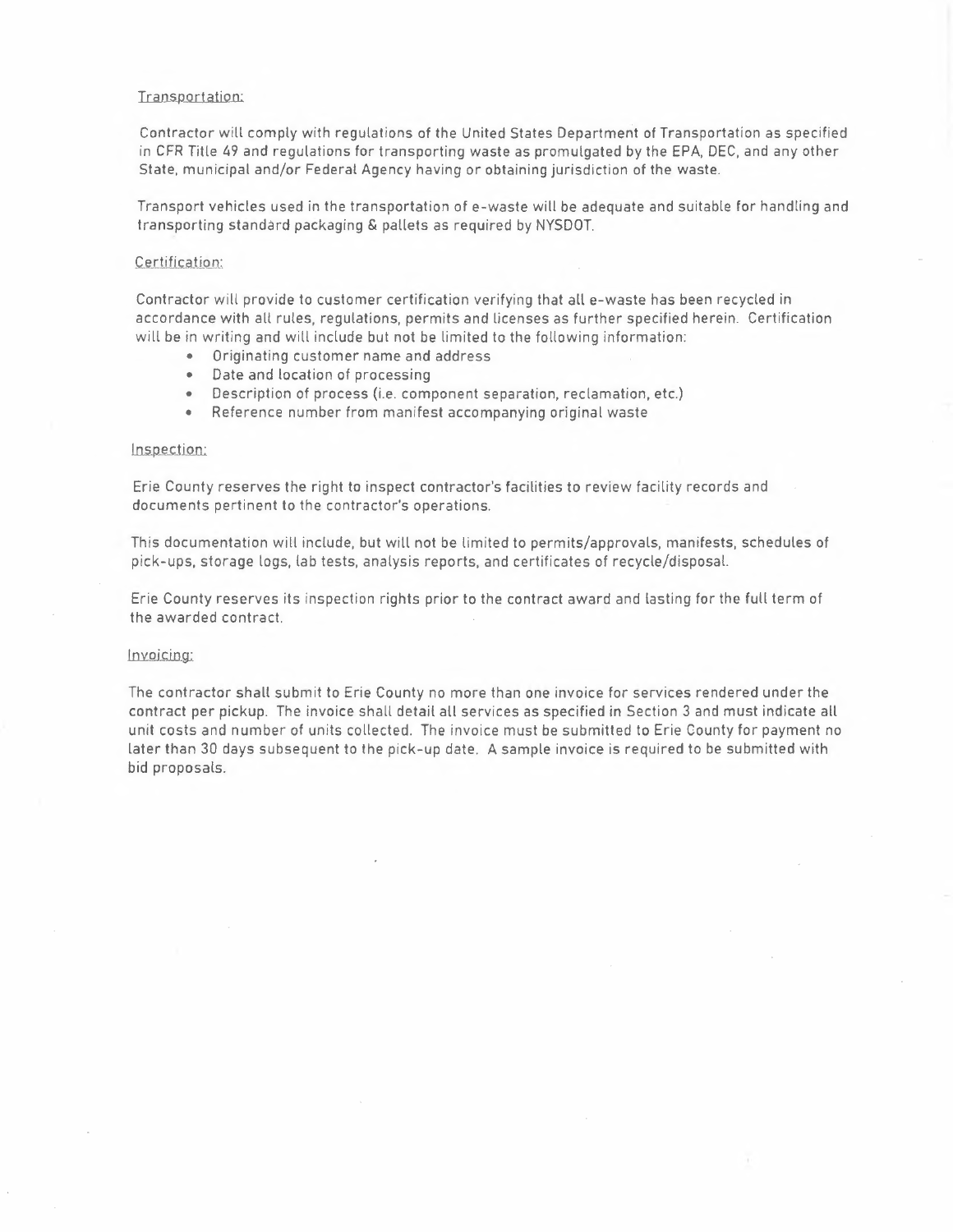Transportation:

Contractor will comply with regulations of the United States Department of Transportation as specified in CFR Title 49 and regulations for transporting waste as promulgated by the EPA, DEC, and any other State, municipal and/or Federal Agency having or obtaining jurisdiction of the waste.

Transport vehicles used in the transportation of e-waste will be adequate and suitable for handling and transporting standard packaging & pallets as required by NYSDOT.

Certification:

Contractor will provide to customer certification verifying that all e-waste has been recycled in accordance with all rules, regulations, permits and licenses as further specified herein. Certification will be in writing and will include but not be limited to the following information:

- Originating customer name and address
- Date and location of processing
- Description of process (i.e. component separation, reclamation, etc.)
- Reference number from manifest accompanying original waste

Inspection:

Erie County reserves the right to inspect contractor's facilities to review facility records and documents pertinent to the contractor's operations.

This documentation will include, but will not be limited to permits/approvals, manifests, schedules of pick-ups, storage logs, lab tests, analysis reports, and certificates of recycle/disposal.

Erie County reserves its inspection rights prior to the contract award and lasting for the full term of the awarded contract.

Invoicing:

The contractor shall submit to Erie County no more than one invoice for services rendered under the contract per pickup. The invoice shall detail all services as specified in Section 3 and must indicate all unit costs and number of units collected. The invoice must be submitted to Erie County for payment no later than 30 days subsequent to the pick-up date. A sample invoice is required to be submitted with bid proposals.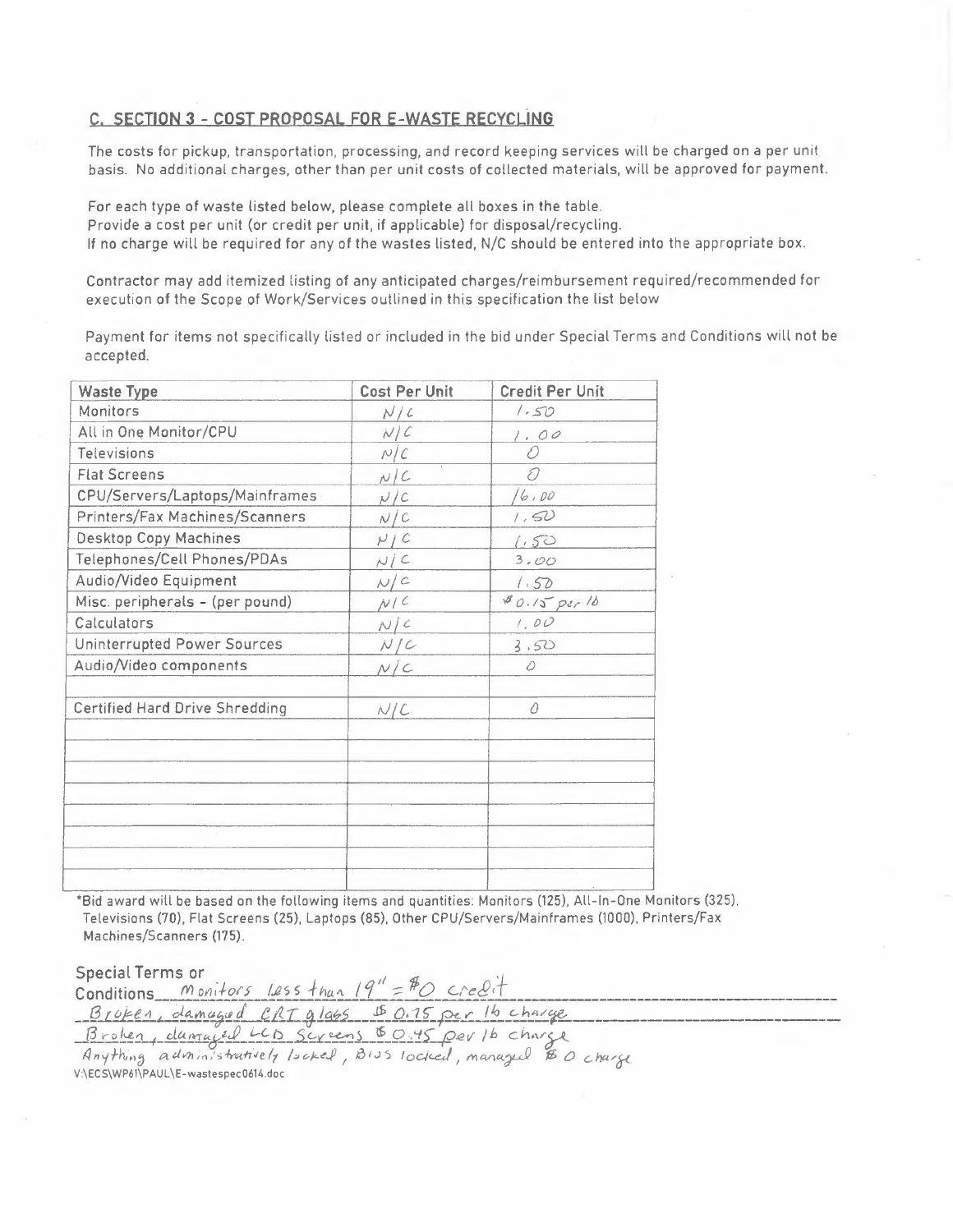## C. SECTION 3 - COST PROPOSAL FOR E-WASTE RECYCLING

The costs for pickup, transportation, processing, and record keeping services will be charged on a per unit basis. No additional charges, other than per unit costs of collected materials, will be approved for payment.

For each type of waste listed below, please complete all boxes in the table.
Provide a cost per unit (or credit per unit, if applicable) for disposal/recycling.
If no charge will be required for any of the wastes listed, N/C should be entered into the appropriate box.

Contractor may add itemized listing of any anticipated charges/reimbursement required/recommended for execution of the Scope of Work/Services outlined in this specification the list below

Payment for items not specifically listed or included in the bid under Special Terms and Conditions will not be accepted.

| Waste Type | Cost Per Unit | Credit Per Unit |
|---|---|---|
| Monitors | N/C | 1.50 |
| All in One Monitor/CPU | N/C | 1.00 |
| Televisions | N/C | 0 |
| Flat Screens | N/C | 0 |
| CPU/Servers/Laptops/Mainframes | N/C | 16.00 |
| Printers/Fax Machines/Scanners | N/C | 1.50 |
| Desktop Copy Machines | N/C | 1.50 |
| Telephones/Cell Phones/PDAs | N/C | 3.00 |
| Audio/Video Equipment | N/C | 1.50 |
| Misc. peripherals - (per pound) | N/C | $0.15 per lb |
| Calculators | N/C | 1.00 |
| Uninterrupted Power Sources | N/C | 3.50 |
| Audio/Video components | N/C | 0 |
| | | |
| Certified Hard Drive Shredding | N/C | 0 |
| | | |
| | | |
| | | |
| | | |
| | | |
| | | |
| | | |

*Bid award will be based on the following items and quantities: Monitors (125), All-In-One Monitors (325), Televisions (70), Flat Screens (25), Laptops (85), Other CPU/Servers/Mainframes (1000), Printers/Fax Machines/Scanners (175).

Special Terms or Conditions Monitors less than 19" = $0 credit
Broken, damaged CRT glass $0.75 per lb charge
Broken, damaged LCD Screens $0.45 per lb charge
Anything administratively locked, BIOS locked, managed $0 charge

V:\ECS\WP61\PAUL\E-wastespec0614.doc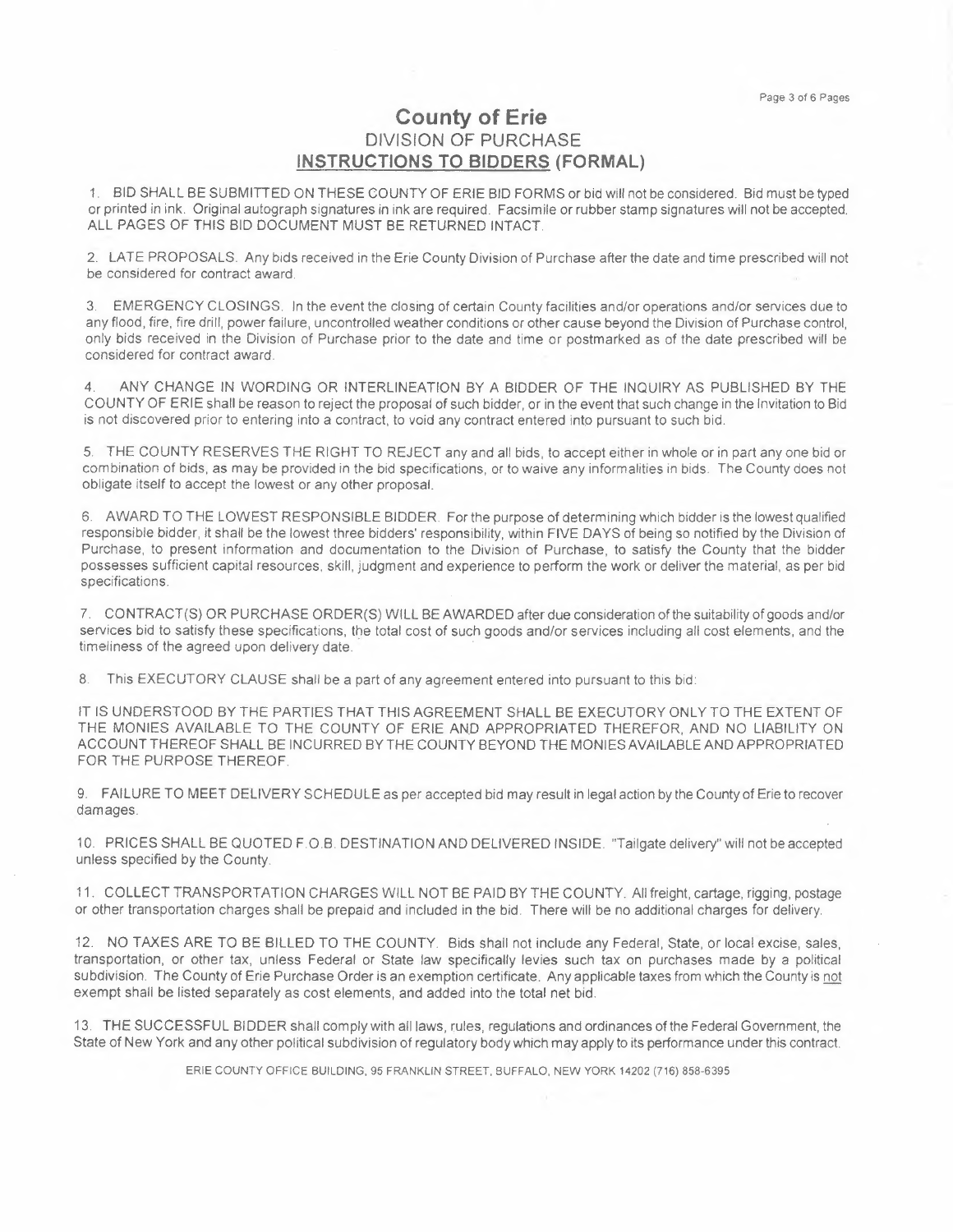# County of Erie

## DIVISION OF PURCHASE

## INSTRUCTIONS TO BIDDERS (FORMAL)

1. BID SHALL BE SUBMITTED ON THESE COUNTY OF ERIE BID FORMS or bid will not be considered. Bid must be typed or printed in ink. Original autograph signatures in ink are required. Facsimile or rubber stamp signatures will not be accepted. ALL PAGES OF THIS BID DOCUMENT MUST BE RETURNED INTACT.

2. LATE PROPOSALS. Any bids received in the Erie County Division of Purchase after the date and time prescribed will not be considered for contract award.

3. EMERGENCY CLOSINGS. In the event the closing of certain County facilities and/or operations and/or services due to any flood, fire, fire drill, power failure, uncontrolled weather conditions or other cause beyond the Division of Purchase control, only bids received in the Division of Purchase prior to the date and time or postmarked as of the date prescribed will be considered for contract award.

4. ANY CHANGE IN WORDING OR INTERLINEATION BY A BIDDER OF THE INQUIRY AS PUBLISHED BY THE COUNTY OF ERIE shall be reason to reject the proposal of such bidder, or in the event that such change in the Invitation to Bid is not discovered prior to entering into a contract, to void any contract entered into pursuant to such bid.

5. THE COUNTY RESERVES THE RIGHT TO REJECT any and all bids, to accept either in whole or in part any one bid or combination of bids, as may be provided in the bid specifications, or to waive any informalities in bids. The County does not obligate itself to accept the lowest or any other proposal.

6. AWARD TO THE LOWEST RESPONSIBLE BIDDER. For the purpose of determining which bidder is the lowest qualified responsible bidder, it shall be the lowest three bidders' responsibility, within FIVE DAYS of being so notified by the Division of Purchase, to present information and documentation to the Division of Purchase, to satisfy the County that the bidder possesses sufficient capital resources, skill, judgment and experience to perform the work or deliver the material, as per bid specifications.

7. CONTRACT(S) OR PURCHASE ORDER(S) WILL BE AWARDED after due consideration of the suitability of goods and/or services bid to satisfy these specifications, the total cost of such goods and/or services including all cost elements, and the timeliness of the agreed upon delivery date.

8. This EXECUTORY CLAUSE shall be a part of any agreement entered into pursuant to this bid:

IT IS UNDERSTOOD BY THE PARTIES THAT THIS AGREEMENT SHALL BE EXECUTORY ONLY TO THE EXTENT OF THE MONIES AVAILABLE TO THE COUNTY OF ERIE AND APPROPRIATED THEREFOR, AND NO LIABILITY ON ACCOUNT THEREOF SHALL BE INCURRED BY THE COUNTY BEYOND THE MONIES AVAILABLE AND APPROPRIATED FOR THE PURPOSE THEREOF.

9. FAILURE TO MEET DELIVERY SCHEDULE as per accepted bid may result in legal action by the County of Erie to recover damages.

10. PRICES SHALL BE QUOTED F.O.B. DESTINATION AND DELIVERED INSIDE. "Tailgate delivery" will not be accepted unless specified by the County.

11. COLLECT TRANSPORTATION CHARGES WILL NOT BE PAID BY THE COUNTY. All freight, cartage, rigging, postage or other transportation charges shall be prepaid and included in the bid. There will be no additional charges for delivery.

12. NO TAXES ARE TO BE BILLED TO THE COUNTY. Bids shall not include any Federal, State, or local excise, sales, transportation, or other tax, unless Federal or State law specifically levies such tax on purchases made by a political subdivision. The County of Erie Purchase Order is an exemption certificate. Any applicable taxes from which the County is not exempt shall be listed separately as cost elements, and added into the total net bid.

13. THE SUCCESSFUL BIDDER shall comply with all laws, rules, regulations and ordinances of the Federal Government, the State of New York and any other political subdivision of regulatory body which may apply to its performance under this contract.

ERIE COUNTY OFFICE BUILDING, 95 FRANKLIN STREET, BUFFALO, NEW YORK 14202 (716) 858-6395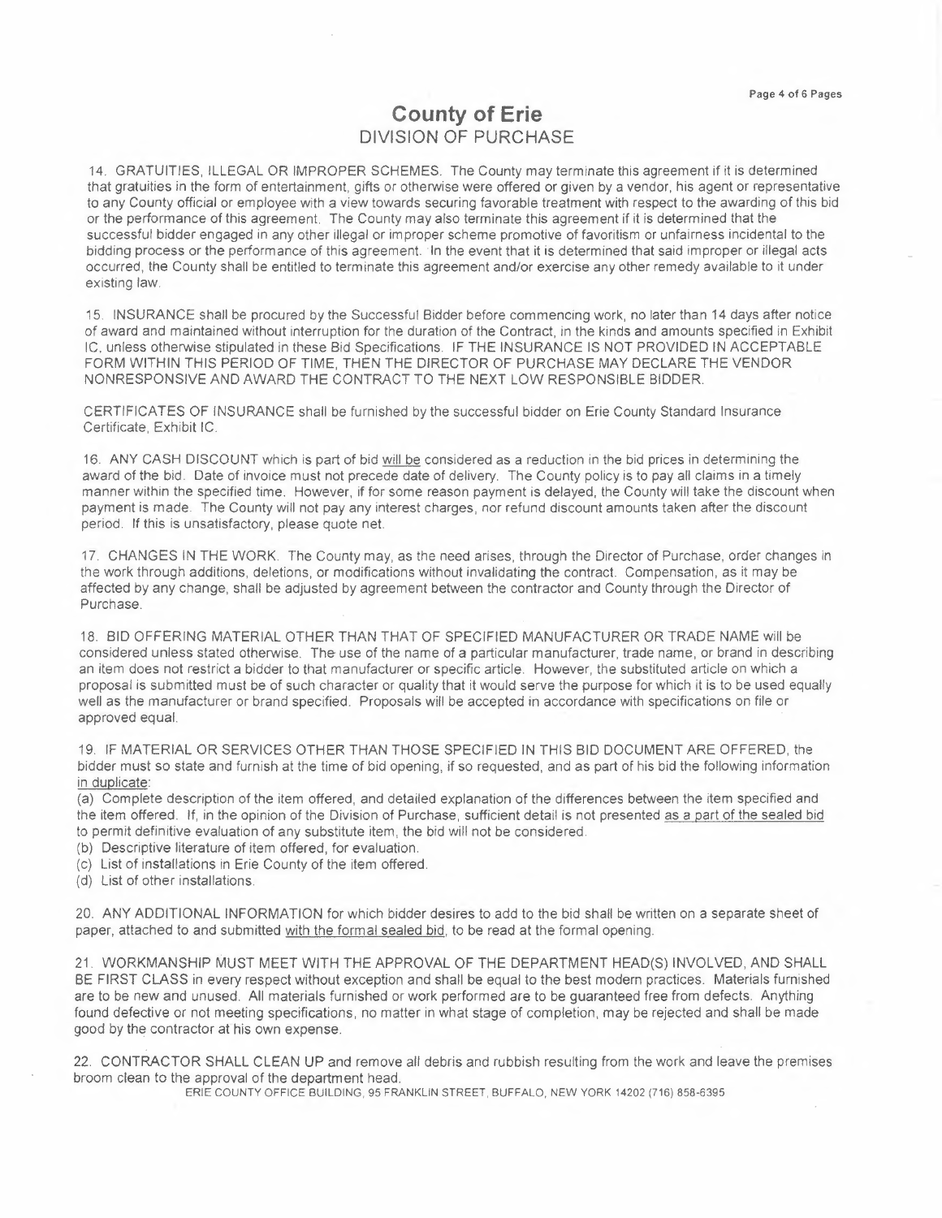# County of Erie
## DIVISION OF PURCHASE

14. GRATUITIES, ILLEGAL OR IMPROPER SCHEMES. The County may terminate this agreement if it is determined that gratuities in the form of entertainment, gifts or otherwise were offered or given by a vendor, his agent or representative to any County official or employee with a view towards securing favorable treatment with respect to the awarding of this bid or the performance of this agreement. The County may also terminate this agreement if it is determined that the successful bidder engaged in any other illegal or improper scheme promotive of favoritism or unfairness incidental to the bidding process or the performance of this agreement. In the event that it is determined that said improper or illegal acts occurred, the County shall be entitled to terminate this agreement and/or exercise any other remedy available to it under existing law.

15. INSURANCE shall be procured by the Successful Bidder before commencing work, no later than 14 days after notice of award and maintained without interruption for the duration of the Contract, in the kinds and amounts specified in Exhibit IC, unless otherwise stipulated in these Bid Specifications. IF THE INSURANCE IS NOT PROVIDED IN ACCEPTABLE FORM WITHIN THIS PERIOD OF TIME, THEN THE DIRECTOR OF PURCHASE MAY DECLARE THE VENDOR NONRESPONSIVE AND AWARD THE CONTRACT TO THE NEXT LOW RESPONSIBLE BIDDER.

CERTIFICATES OF INSURANCE shall be furnished by the successful bidder on Erie County Standard Insurance Certificate, Exhibit IC.

16. ANY CASH DISCOUNT which is part of bid will be considered as a reduction in the bid prices in determining the award of the bid. Date of invoice must not precede date of delivery. The County policy is to pay all claims in a timely manner within the specified time. However, if for some reason payment is delayed, the County will take the discount when payment is made. The County will not pay any interest charges, nor refund discount amounts taken after the discount period. If this is unsatisfactory, please quote net.

17. CHANGES IN THE WORK. The County may, as the need arises, through the Director of Purchase, order changes in the work through additions, deletions, or modifications without invalidating the contract. Compensation, as it may be affected by any change, shall be adjusted by agreement between the contractor and County through the Director of Purchase.

18. BID OFFERING MATERIAL OTHER THAN THAT OF SPECIFIED MANUFACTURER OR TRADE NAME will be considered unless stated otherwise. The use of the name of a particular manufacturer, trade name, or brand in describing an item does not restrict a bidder to that manufacturer or specific article. However, the substituted article on which a proposal is submitted must be of such character or quality that it would serve the purpose for which it is to be used equally well as the manufacturer or brand specified. Proposals will be accepted in accordance with specifications on file or approved equal.

19. IF MATERIAL OR SERVICES OTHER THAN THOSE SPECIFIED IN THIS BID DOCUMENT ARE OFFERED, the bidder must so state and furnish at the time of bid opening, if so requested, and as part of his bid the following information in duplicate:

(a) Complete description of the item offered, and detailed explanation of the differences between the item specified and the item offered. If, in the opinion of the Division of Purchase, sufficient detail is not presented as a part of the sealed bid to permit definitive evaluation of any substitute item, the bid will not be considered.
(b) Descriptive literature of item offered, for evaluation.
(c) List of installations in Erie County of the item offered.
(d) List of other installations.

20. ANY ADDITIONAL INFORMATION for which bidder desires to add to the bid shall be written on a separate sheet of paper, attached to and submitted with the formal sealed bid, to be read at the formal opening.

21. WORKMANSHIP MUST MEET WITH THE APPROVAL OF THE DEPARTMENT HEAD(S) INVOLVED, AND SHALL BE FIRST CLASS in every respect without exception and shall be equal to the best modern practices. Materials furnished are to be new and unused. All materials furnished or work performed are to be guaranteed free from defects. Anything found defective or not meeting specifications, no matter in what stage of completion, may be rejected and shall be made good by the contractor at his own expense.

22. CONTRACTOR SHALL CLEAN UP and remove all debris and rubbish resulting from the work and leave the premises broom clean to the approval of the department head.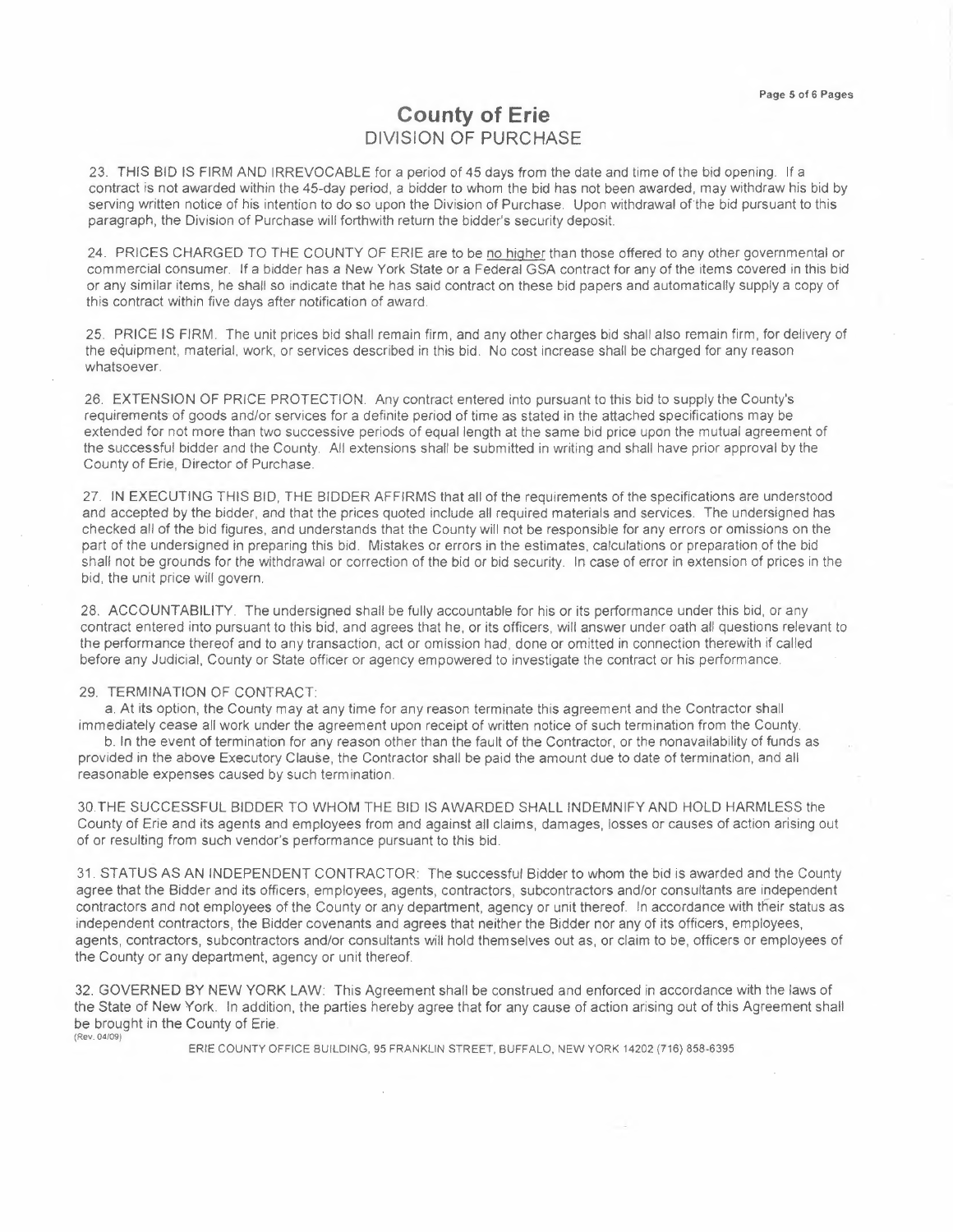# County of Erie

## DIVISION OF PURCHASE

23. THIS BID IS FIRM AND IRREVOCABLE for a period of 45 days from the date and time of the bid opening. If a contract is not awarded within the 45-day period, a bidder to whom the bid has not been awarded, may withdraw his bid by serving written notice of his intention to do so upon the Division of Purchase. Upon withdrawal of the bid pursuant to this paragraph, the Division of Purchase will forthwith return the bidder's security deposit.

24. PRICES CHARGED TO THE COUNTY OF ERIE are to be no higher than those offered to any other governmental or commercial consumer. If a bidder has a New York State or a Federal GSA contract for any of the items covered in this bid or any similar items, he shall so indicate that he has said contract on these bid papers and automatically supply a copy of this contract within five days after notification of award.

25. PRICE IS FIRM. The unit prices bid shall remain firm, and any other charges bid shall also remain firm, for delivery of the equipment, material, work, or services described in this bid. No cost increase shall be charged for any reason whatsoever.

26. EXTENSION OF PRICE PROTECTION. Any contract entered into pursuant to this bid to supply the County's requirements of goods and/or services for a definite period of time as stated in the attached specifications may be extended for not more than two successive periods of equal length at the same bid price upon the mutual agreement of the successful bidder and the County. All extensions shall be submitted in writing and shall have prior approval by the County of Erie, Director of Purchase.

27. IN EXECUTING THIS BID, THE BIDDER AFFIRMS that all of the requirements of the specifications are understood and accepted by the bidder, and that the prices quoted include all required materials and services. The undersigned has checked all of the bid figures, and understands that the County will not be responsible for any errors or omissions on the part of the undersigned in preparing this bid. Mistakes or errors in the estimates, calculations or preparation of the bid shall not be grounds for the withdrawal or correction of the bid or bid security. In case of error in extension of prices in the bid, the unit price will govern.

28. ACCOUNTABILITY. The undersigned shall be fully accountable for his or its performance under this bid, or any contract entered into pursuant to this bid, and agrees that he, or its officers, will answer under oath all questions relevant to the performance thereof and to any transaction, act or omission had, done or omitted in connection therewith if called before any Judicial, County or State officer or agency empowered to investigate the contract or his performance.

29. TERMINATION OF CONTRACT:

a. At its option, the County may at any time for any reason terminate this agreement and the Contractor shall immediately cease all work under the agreement upon receipt of written notice of such termination from the County.

b. In the event of termination for any reason other than the fault of the Contractor, or the nonavailability of funds as provided in the above Executory Clause, the Contractor shall be paid the amount due to date of termination, and all reasonable expenses caused by such termination.

30. THE SUCCESSFUL BIDDER TO WHOM THE BID IS AWARDED SHALL INDEMNIFY AND HOLD HARMLESS the County of Erie and its agents and employees from and against all claims, damages, losses or causes of action arising out of or resulting from such vendor's performance pursuant to this bid.

31. STATUS AS AN INDEPENDENT CONTRACTOR: The successful Bidder to whom the bid is awarded and the County agree that the Bidder and its officers, employees, agents, contractors, subcontractors and/or consultants are independent contractors and not employees of the County or any department, agency or unit thereof. In accordance with their status as independent contractors, the Bidder covenants and agrees that neither the Bidder nor any of its officers, employees, agents, contractors, subcontractors and/or consultants will hold themselves out as, or claim to be, officers or employees of the County or any department, agency or unit thereof.

32. GOVERNED BY NEW YORK LAW: This Agreement shall be construed and enforced in accordance with the laws of the State of New York. In addition, the parties hereby agree that for any cause of action arising out of this Agreement shall be brought in the County of Erie.

(Rev. 04/09)

ERIE COUNTY OFFICE BUILDING, 95 FRANKLIN STREET, BUFFALO, NEW YORK 14202 (716) 858-6395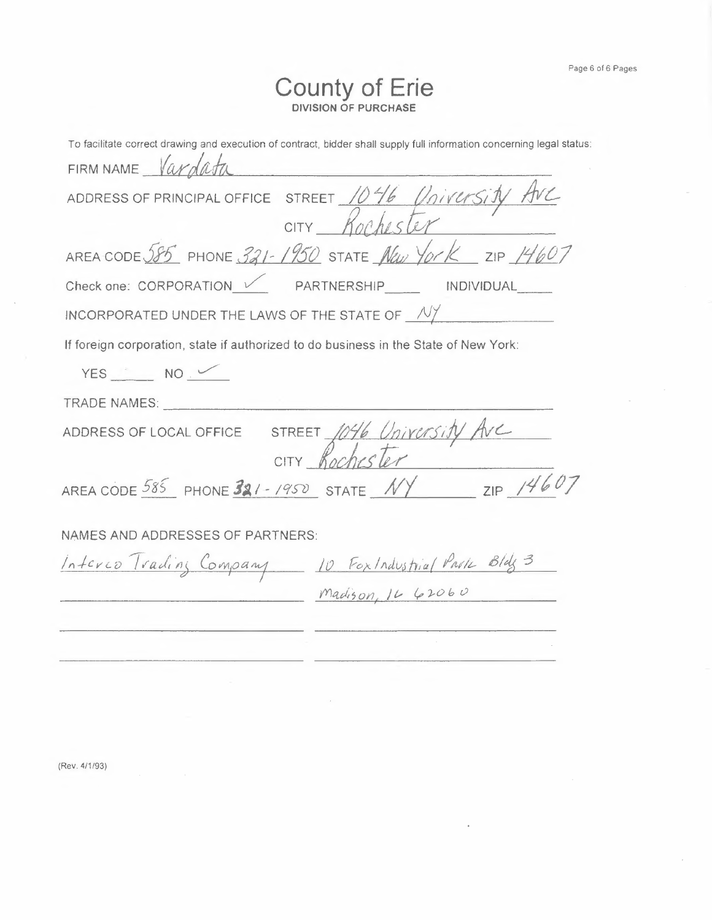# County of Erie

**DIVISION OF PURCHASE**

To facilitate correct drawing and execution of contract, bidder shall supply full information concerning legal status:

FIRM NAME Vardata

ADDRESS OF PRINCIPAL OFFICE STREET 1046 University Ave

CITY Rochester

AREA CODE 585 PHONE 321-1950 STATE New York ZIP 14607

Check one: CORPORATION ✓ PARTNERSHIP\_\_\_\_ INDIVIDUAL\_\_\_\_

INCORPORATED UNDER THE LAWS OF THE STATE OF NY

If foreign corporation, state if authorized to do business in the State of New York:

YES \_\_\_\_ NO ✓

TRADE NAMES: \_\_\_\_\_\_\_\_\_\_\_\_\_\_\_\_\_\_\_\_

ADDRESS OF LOCAL OFFICE STREET 1046 University Ave

CITY Rochester

AREA CODE 585 PHONE 321-1950 STATE NY ZIP 14607

NAMES AND ADDRESSES OF PARTNERS:

Interco Trading Company 10 Fox Industrial Park Bldg 3

Madison, IL 62060

(Rev. 4/1/93)